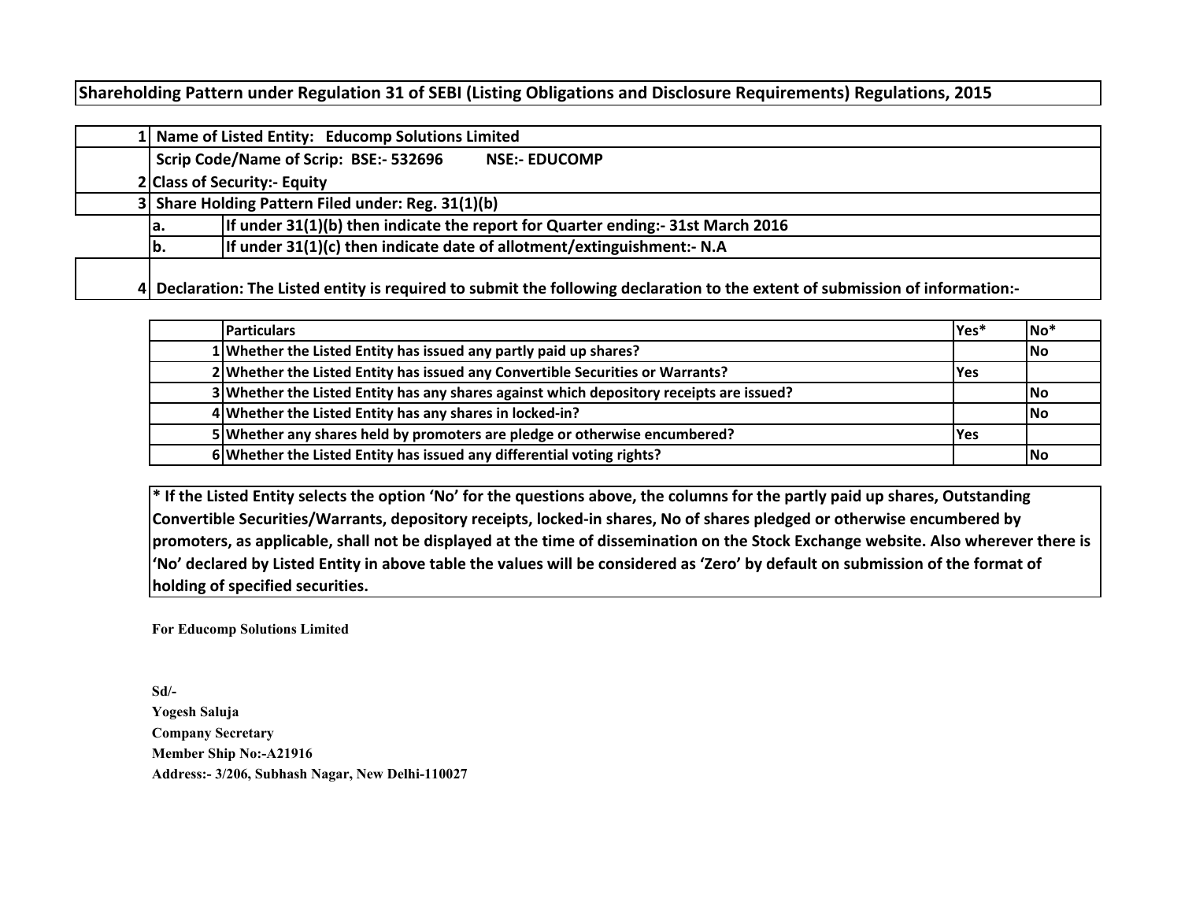# Shareholding Pattern under Regulation 31 of SEBI (Listing Obligations and Disclosure Requirements) Regulations, 2015

| | | |
|---|---|---|
| 1 | Name of Listed Entity: Educomp Solutions Limited | |
| | Scrip Code/Name of Scrip: BSE:- 532696 NSE:- EDUCOMP | |
| 2 | Class of Security:- Equity | |
| 3 | Share Holding Pattern Filed under: Reg. 31(1)(b) | |
| | a. | If under 31(1)(b) then indicate the report for Quarter ending:- 31st March 2016 |
| | b. | If under 31(1)(c) then indicate date of allotment/extinguishment:- N.A |
| 4 | Declaration: The Listed entity is required to submit the following declaration to the extent of submission of information:- | |

| | Particulars | Yes* | No* |
|---|---|---|---|
| 1 | Whether the Listed Entity has issued any partly paid up shares? | | No |
| 2 | Whether the Listed Entity has issued any Convertible Securities or Warrants? | Yes | |
| 3 | Whether the Listed Entity has any shares against which depository receipts are issued? | | No |
| 4 | Whether the Listed Entity has any shares in locked-in? | | No |
| 5 | Whether any shares held by promoters are pledge or otherwise encumbered? | Yes | |
| 6 | Whether the Listed Entity has issued any differential voting rights? | | No |

**\* If the Listed Entity selects the option 'No' for the questions above, the columns for the partly paid up shares, Outstanding Convertible Securities/Warrants, depository receipts, locked-in shares, No of shares pledged or otherwise encumbered by promoters, as applicable, shall not be displayed at the time of dissemination on the Stock Exchange website. Also wherever there is 'No' declared by Listed Entity in above table the values will be considered as 'Zero' by default on submission of the format of holding of specified securities.**

**For Educomp Solutions Limited**

**Sd/-**
**Yogesh Saluja**
**Company Secretary**
**Member Ship No:-A21916**
**Address:- 3/206, Subhash Nagar, New Delhi-110027**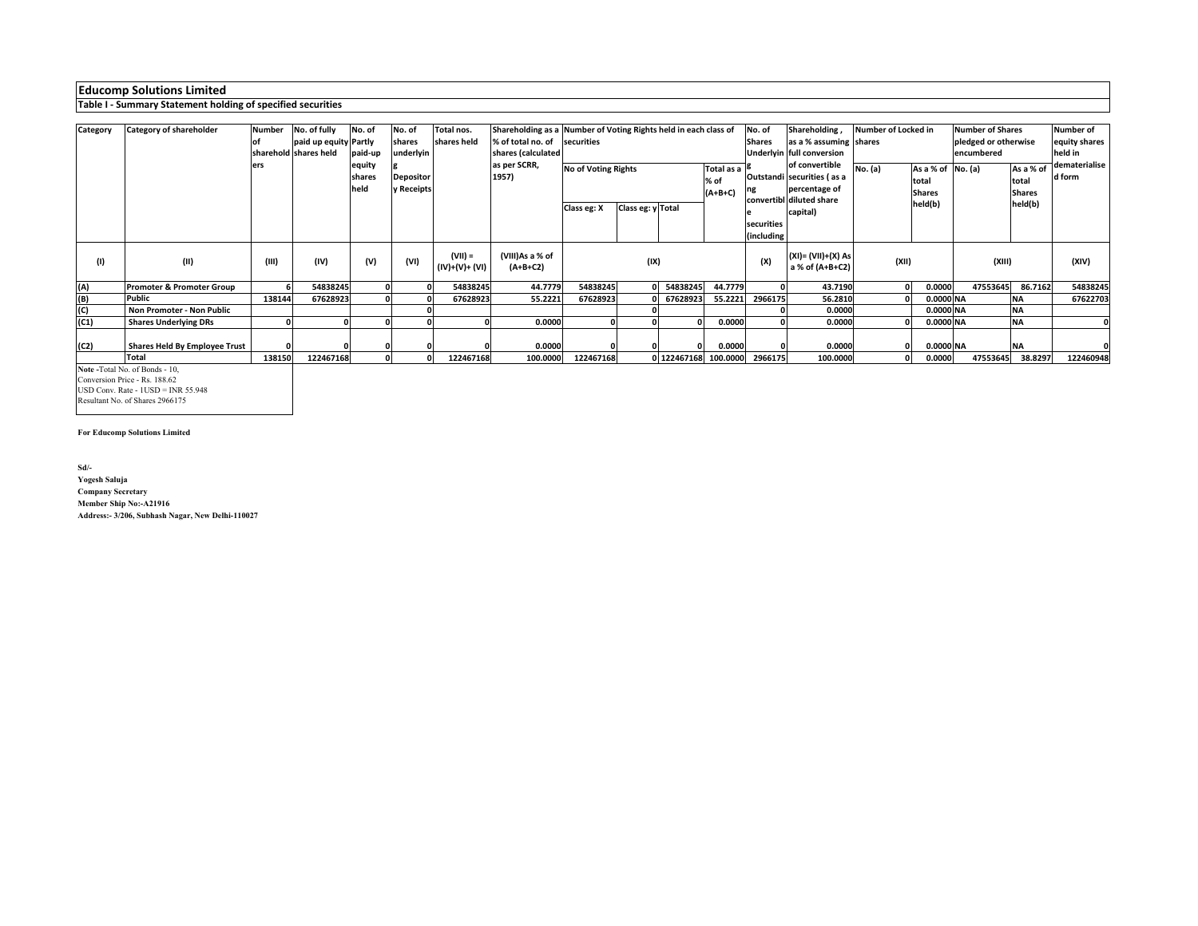## Educomp Solutions Limited

**Table I - Summary Statement holding of specified securities**

| Category | Category of shareholder | Number of shareholders | No. of fully paid up equity shares held | No. of Partly paid-up equity shares held | No. of shares underlying Depository Receipts | Total nos. shares held | Shareholding as a % of total no. of shares (calculated as per SCRR, 1957) | Number of Voting Rights held in each class of securities | | | | No. of Shares Underlying Outstanding convertible securities (including | Shareholding , as a % assuming full conversion of convertible securities ( as a percentage of diluted share capital) | Number of Locked in shares | | Number of Shares pledged or otherwise encumbered | | Number of equity shares held in dematerialised form |
|---|---|---|---|---|---|---|---|---|---|---|---|---|---|---|---|---|---|---|
| | | | | | | | | No of Voting Rights | | | Total as a % of (A+B+C) | | | No. (a) | As a % of total Shares held(b) | No. (a) | As a % of total Shares held(b) | |
| | | | | | | | | Class eg: X | Class eg: y | Total | | | | | | | | |
| (I) | (II) | (III) | (IV) | (V) | (VI) | (VII) = (IV)+(V)+ (VI) | (VIII)As a % of (A+B+C2) | (IX) | | | | (X) | (XI)= (VII)+(X) As a % of (A+B+C2) | (XII) | | (XIII) | | (XIV) |
| (A) | Promoter & Promoter Group | 6 | 54838245 | 0 | 0 | 54838245 | 44.7779 | 54838245 | 0 | 54838245 | 44.7779 | 0 | 43.7190 | 0 | 0.0000 | 47553645 | 86.7162 | 54838245 |
| (B) | Public | 138144 | 67628923 | 0 | 0 | 67628923 | 55.2221 | 67628923 | 0 | 67628923 | 55.2221 | 2966175 | 56.2810 | 0 | 0.0000 | NA | NA | 67622703 |
| (C) | Non Promoter - Non Public | | | | 0 | | | | 0 | | | 0 | 0.0000 | | 0.0000 | NA | NA | |
| (C1) | Shares Underlying DRs | 0 | 0 | 0 | 0 | 0 | 0.0000 | 0 | 0 | 0 | 0.0000 | 0 | 0.0000 | 0 | 0.0000 | NA | NA | 0 |
| (C2) | Shares Held By Employee Trust | 0 | 0 | 0 | 0 | 0 | 0.0000 | 0 | 0 | 0 | 0.0000 | 0 | 0.0000 | 0 | 0.0000 | NA | NA | 0 |
| | Total | 138150 | 122467168 | 0 | 0 | 122467168 | 100.0000 | 122467168 | 0 | 122467168 | 100.0000 | 2966175 | 100.0000 | 0 | 0.0000 | 47553645 | 38.8297 | 122460948 |

**Note -**Total No. of Bonds - 10,
Conversion Price - Rs. 188.62
USD Conv. Rate - 1USD = INR 55.948
Resultant No. of Shares 2966175

**For Educomp Solutions Limited**

**Sd/-**
**Yogesh Saluja**
**Company Secretary**
**Member Ship No:-A21916**
**Address:- 3/206, Subhash Nagar, New Delhi-110027**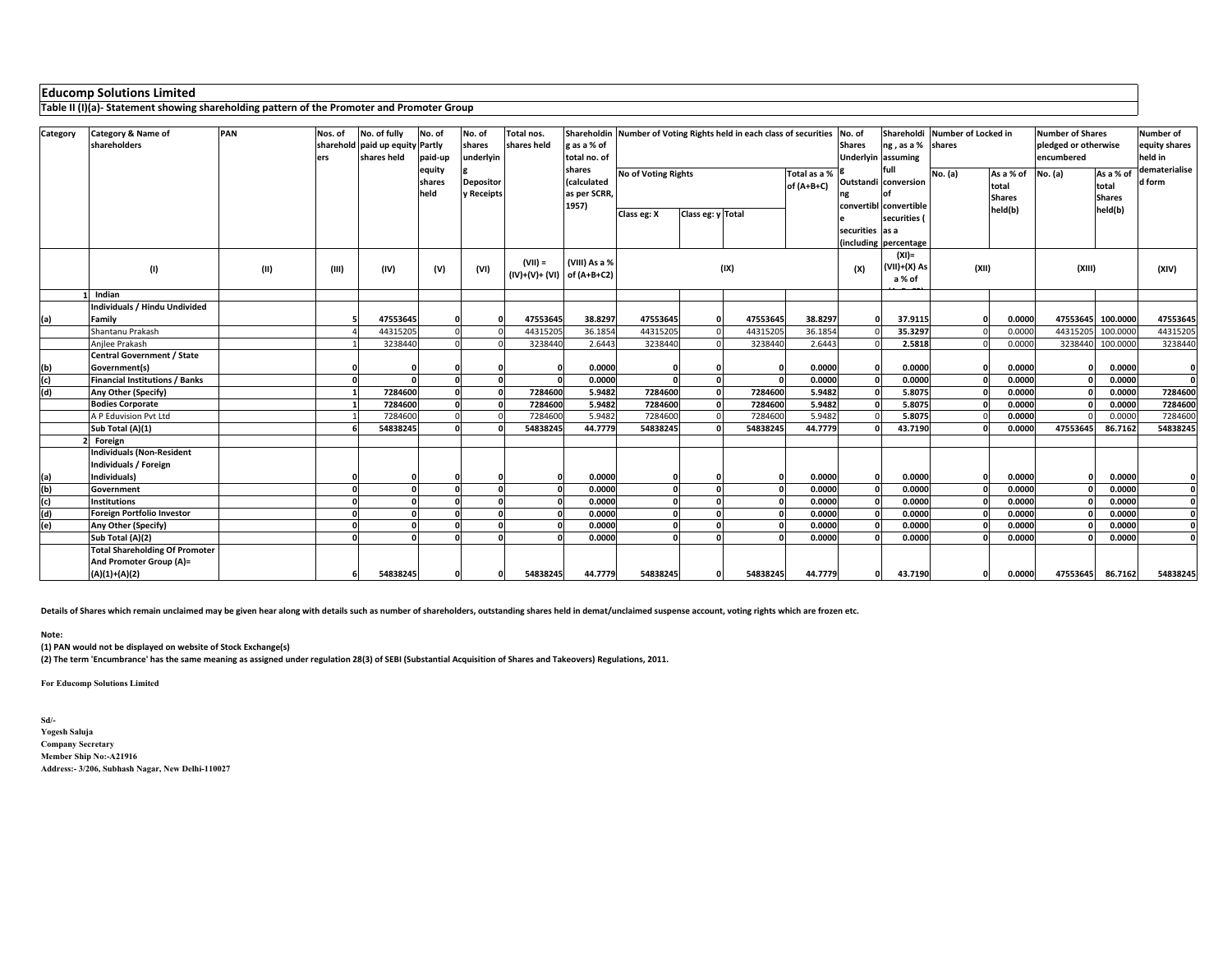## Educomp Solutions Limited

**Table II (I)(a)- Statement showing shareholding pattern of the Promoter and Promoter Group**

| Category | Category & Name of shareholders | PAN | Nos. of shareholders | No. of fully paid up equity shares held | No. of Partly paid-up equity shares held | No. of shares underlying Depository Receipts | Total nos. shares held | Shareholding as a % of total no. of shares (calculated as per SCRR, 1957) | Number of Voting Rights held in each class of securities | | | | No. of Shares Underlying Outstanding convertible securities (including | Shareholding , as a % assuming full conversion of convertible securities ( as a percentage | Number of Locked in shares | | Number of Shares pledged or otherwise encumbered | | Number of equity shares held in dematerialised form |
|---|---|---|---|---|---|---|---|---|---|---|---|---|---|---|---|---|---|---|---|
| | | | | | | | | | No of Voting Rights | | | Total as a % of (A+B+C) | | | No. (a) | As a % of total Shares held(b) | No. (a) | As a % of total Shares held(b) | |
| | | | | | | | | | Class eg: X | Class eg: y | Total | | | | | | | | |
| | (I) | (II) | (III) | (IV) | (V) | (VI) | (VII) = (IV)+(V)+ (VI) | (VIII) As a % of (A+B+C2) | (IX) | | | | (X) | (XI)= (VII)+(X) As a % of | (XII) | | (XIII) | | (XIV) |
| 1 | **Indian** | | | | | | | | | | | | | | | | | | |
| (a) | **Individuals / Hindu Undivided Family** | | **5** | **47553645** | **0** | **0** | **47553645** | **38.8297** | **47553645** | **0** | **47553645** | **38.8297** | **0** | **37.9115** | **0** | **0.0000** | **47553645** | **100.0000** | **47553645** |
| | Shantanu Prakash | | 4 | 44315205 | 0 | 0 | 44315205 | 36.1854 | 44315205 | 0 | 44315205 | 36.1854 | 0 | **35.3297** | 0 | 0.0000 | 44315205 | 100.0000 | 44315205 |
| | Anjlee Prakash | | 1 | 3238440 | 0 | 0 | 3238440 | 2.6443 | 3238440 | 0 | 3238440 | 2.6443 | 0 | **2.5818** | 0 | 0.0000 | 3238440 | 100.0000 | 3238440 |
| (b) | **Central Government / State Government(s)** | | **0** | **0** | **0** | **0** | **0** | **0.0000** | **0** | **0** | **0** | **0.0000** | **0** | **0.0000** | **0** | **0.0000** | **0** | **0.0000** | **0** |
| (c) | **Financial Institutions / Banks** | | **0** | **0** | **0** | **0** | **0** | **0.0000** | **0** | **0** | **0** | **0.0000** | **0** | **0.0000** | **0** | **0.0000** | **0** | **0.0000** | **0** |
| (d) | **Any Other (Specify)** | | **1** | **7284600** | **0** | **0** | **7284600** | **5.9482** | **7284600** | **0** | **7284600** | **5.9482** | **0** | **5.8075** | **0** | **0.0000** | **0** | **0.0000** | **7284600** |
| | **Bodies Corporate** | | **1** | **7284600** | **0** | **0** | **7284600** | **5.9482** | **7284600** | **0** | **7284600** | **5.9482** | **0** | **5.8075** | **0** | **0.0000** | **0** | **0.0000** | **7284600** |
| | A P Eduvision Pvt Ltd | | 1 | 7284600 | 0 | 0 | 7284600 | 5.9482 | 7284600 | 0 | 7284600 | 5.9482 | 0 | **5.8075** | 0 | **0.0000** | 0 | 0.0000 | 7284600 |
| | **Sub Total (A)(1)** | | **6** | **54838245** | **0** | **0** | **54838245** | **44.7779** | **54838245** | **0** | **54838245** | **44.7779** | **0** | **43.7190** | **0** | **0.0000** | **47553645** | **86.7162** | **54838245** |
| 2 | **Foreign** | | | | | | | | | | | | | | | | | | |
| (a) | **Individuals (Non-Resident Individuals / Foreign Individuals)** | | **0** | **0** | **0** | **0** | **0** | **0.0000** | **0** | **0** | **0** | **0.0000** | **0** | **0.0000** | **0** | **0.0000** | **0** | **0.0000** | **0** |
| (b) | **Government** | | **0** | **0** | **0** | **0** | **0** | **0.0000** | **0** | **0** | **0** | **0.0000** | **0** | **0.0000** | **0** | **0.0000** | **0** | **0.0000** | **0** |
| (c) | **Institutions** | | **0** | **0** | **0** | **0** | **0** | **0.0000** | **0** | **0** | **0** | **0.0000** | **0** | **0.0000** | **0** | **0.0000** | **0** | **0.0000** | **0** |
| (d) | **Foreign Portfolio Investor** | | **0** | **0** | **0** | **0** | **0** | **0.0000** | **0** | **0** | **0** | **0.0000** | **0** | **0.0000** | **0** | **0.0000** | **0** | **0.0000** | **0** |
| (e) | **Any Other (Specify)** | | **0** | **0** | **0** | **0** | **0** | **0.0000** | **0** | **0** | **0** | **0.0000** | **0** | **0.0000** | **0** | **0.0000** | **0** | **0.0000** | **0** |
| | **Sub Total (A)(2)** | | **0** | **0** | **0** | **0** | **0** | **0.0000** | **0** | **0** | **0** | **0.0000** | **0** | **0.0000** | **0** | **0.0000** | **0** | **0.0000** | **0** |
| | **Total Shareholding Of Promoter And Promoter Group (A)= (A)(1)+(A)(2)** | | **6** | **54838245** | **0** | **0** | **54838245** | **44.7779** | **54838245** | **0** | **54838245** | **44.7779** | **0** | **43.7190** | **0** | **0.0000** | **47553645** | **86.7162** | **54838245** |

**Details of Shares which remain unclaimed may be given hear along with details such as number of shareholders, outstanding shares held in demat/unclaimed suspense account, voting rights which are frozen etc.**

**Note:**

**(1) PAN would not be displayed on website of Stock Exchange(s)**

**(2) The term 'Encumbrance' has the same meaning as assigned under regulation 28(3) of SEBI (Substantial Acquisition of Shares and Takeovers) Regulations, 2011.**

**For Educomp Solutions Limited**

**Sd/-**
**Yogesh Saluja**
**Company Secretary**
**Member Ship No:-A21916**
**Address:- 3/206, Subhash Nagar, New Delhi-110027**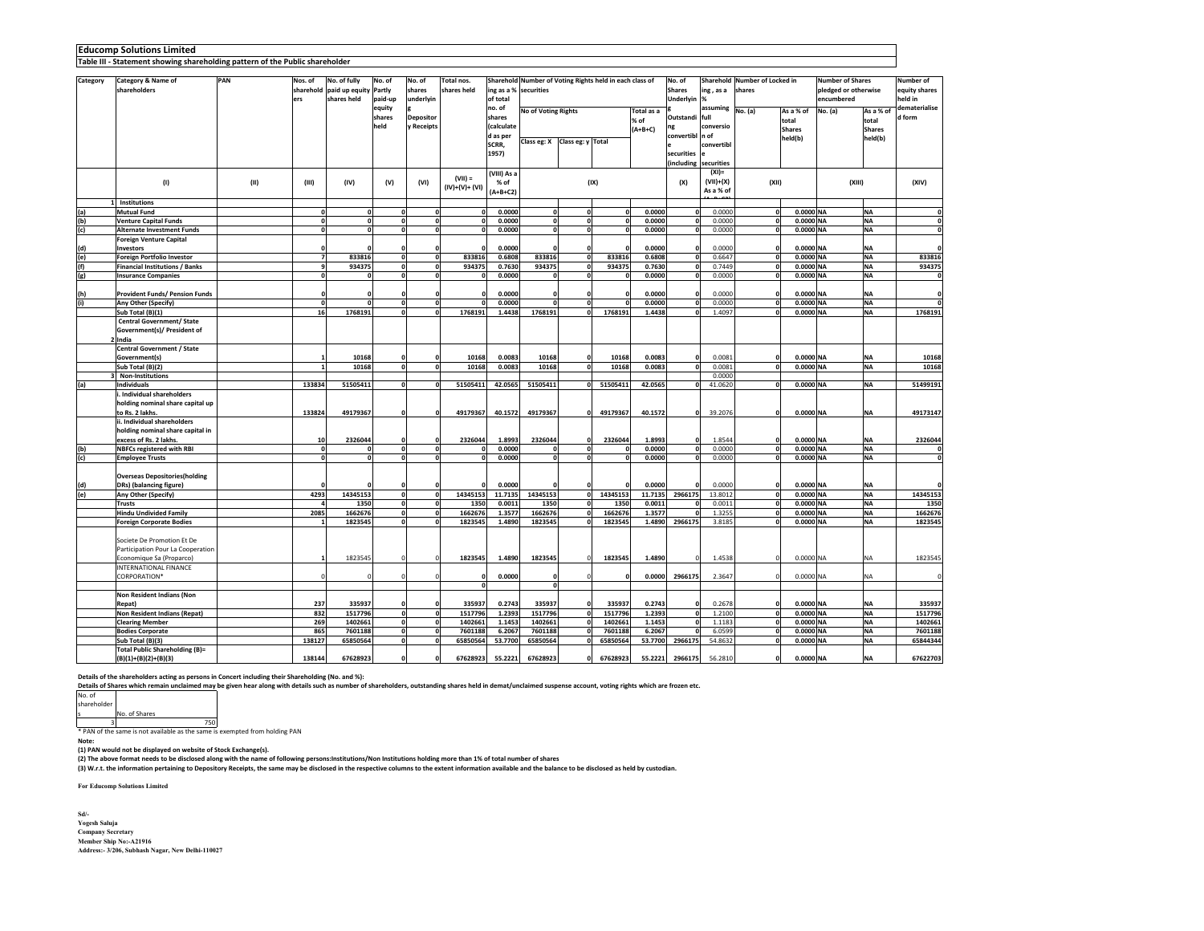# Educomp Solutions Limited

## Table III - Statement showing shareholding pattern of the Public shareholder

| Category | Category & Name of shareholders | PAN | Nos. of shareholders | No. of fully paid up equity shares held | No. of Partly paid-up equity shares held | No. of shares underlying Depository Receipts | Total nos. shares held | Shareholding as a % of total no. of shares (calculated as per SCRR, 1957) | Number of Voting Rights held in each class of securities | | | | No. of Shares Underlying Outstanding convertible securities (including | Shareholding , as a % assuming full conversion of convertible securities | Number of Locked in shares | | Number of Shares pledged or otherwise encumbered | | Number of equity shares held in dematerialised form |
|---|---|---|---|---|---|---|---|---|---|---|---|---|---|---|---|---|---|---|---|
| | | | | | | | | | No of Voting Rights | | | Total as a % of (A+B+C) | | | No. (a) | As a % of total Shares held(b) | No. (a) | As a % of total Shares held(b) | |
| | | | | | | | | | Class eg: X | Class eg: y | Total | | | | | | | | |
| | (I) | (II) | (III) | (IV) | (V) | (VI) | (VII) = (IV)+(V)+ (VI) | (VIII) As a % of (A+B+C2) | (IX) | | | | (X) | (XI)= (VII)+(X) As a % of | (XII) | | (XIII) | | (XIV) |
| 1 | Institutions | | | | | | | | | | | | | | | | | | |
| (a) | Mutual Fund | | 0 | 0 | 0 | 0 | 0 | 0.0000 | 0 | 0 | 0 | 0.0000 | 0 | 0.0000 | 0 | 0.0000 | NA | NA | 0 |
| (b) | Venture Capital Funds | | 0 | 0 | 0 | 0 | 0 | 0.0000 | 0 | 0 | 0 | 0.0000 | 0 | 0.0000 | 0 | 0.0000 | NA | NA | 0 |
| (c) | Alternate Investment Funds | | 0 | 0 | 0 | 0 | 0 | 0.0000 | 0 | 0 | 0 | 0.0000 | 0 | 0.0000 | 0 | 0.0000 | NA | NA | 0 |
| (d) | Foreign Venture Capital Investors | | 0 | 0 | 0 | 0 | 0 | 0.0000 | 0 | 0 | 0 | 0.0000 | 0 | 0.0000 | 0 | 0.0000 | NA | NA | 0 |
| (e) | Foreign Portfolio Investor | | 7 | 833816 | 0 | 0 | 833816 | 0.6808 | 833816 | 0 | 833816 | 0.6808 | 0 | 0.6647 | 0 | 0.0000 | NA | NA | 833816 |
| (f) | Financial Institutions / Banks | | 9 | 934375 | 0 | 0 | 934375 | 0.7630 | 934375 | 0 | 934375 | 0.7630 | 0 | 0.7449 | 0 | 0.0000 | NA | NA | 934375 |
| (g) | Insurance Companies | | 0 | 0 | 0 | 0 | 0 | 0.0000 | 0 | 0 | 0 | 0.0000 | 0 | 0.0000 | 0 | 0.0000 | NA | NA | 0 |
| (h) | Provident Funds/ Pension Funds | | 0 | 0 | 0 | 0 | 0 | 0.0000 | 0 | 0 | 0 | 0.0000 | 0 | 0.0000 | 0 | 0.0000 | NA | NA | 0 |
| (i) | Any Other (Specify) | | 0 | 0 | 0 | 0 | 0 | 0.0000 | 0 | 0 | 0 | 0.0000 | 0 | 0.0000 | 0 | 0.0000 | NA | NA | 0 |
| | Sub Total (B)(1) | | 16 | 1768191 | 0 | 0 | 1768191 | 1.4438 | 1768191 | 0 | 1768191 | 1.4438 | 0 | 1.4097 | 0 | 0.0000 | NA | NA | 1768191 |
| 2 | Central Government/ State Government(s)/ President of India | | | | | | | | | | | | | | | | | | |
| | Central Government / State Government(s) | | 1 | 10168 | 0 | 0 | 10168 | 0.0083 | 10168 | 0 | 10168 | 0.0083 | 0 | 0.0081 | 0 | 0.0000 | NA | NA | 10168 |
| | Sub Total (B)(2) | | 1 | 10168 | 0 | 0 | 10168 | 0.0083 | 10168 | 0 | 10168 | 0.0083 | 0 | 0.0081 | 0 | 0.0000 | NA | NA | 10168 |
| 3 | Non-Institutions | | | | | | | | | | | | | 0.0000 | | | | | |
| (a) | Individuals | | 133834 | 51505411 | 0 | 0 | 51505411 | 42.0565 | 51505411 | 0 | 51505411 | 42.0565 | 0 | 41.0620 | 0 | 0.0000 | NA | NA | 51499191 |
| | i. Individual shareholders holding nominal share capital up to Rs. 2 lakhs. | | 133824 | 49179367 | 0 | 0 | 49179367 | 40.1572 | 49179367 | 0 | 49179367 | 40.1572 | 0 | 39.2076 | 0 | 0.0000 | NA | NA | 49173147 |
| | ii. Individual shareholders holding nominal share capital in excess of Rs. 2 lakhs. | | 10 | 2326044 | 0 | 0 | 2326044 | 1.8993 | 2326044 | 0 | 2326044 | 1.8993 | 0 | 1.8544 | 0 | 0.0000 | NA | NA | 2326044 |
| (b) | NBFCs registered with RBI | | 0 | 0 | 0 | 0 | 0 | 0.0000 | 0 | 0 | 0 | 0.0000 | 0 | 0.0000 | 0 | 0.0000 | NA | NA | 0 |
| (c) | Employee Trusts | | 0 | 0 | 0 | 0 | 0 | 0.0000 | 0 | 0 | 0 | 0.0000 | 0 | 0.0000 | 0 | 0.0000 | NA | NA | 0 |
| (d) | Overseas Depositories(holding DRs) (balancing figure) | | 0 | 0 | 0 | 0 | 0 | 0.0000 | 0 | 0 | 0 | 0.0000 | 0 | 0.0000 | 0 | 0.0000 | NA | NA | 0 |
| (e) | Any Other (Specify) | | 4293 | 14345153 | 0 | 0 | 14345153 | 11.7135 | 14345153 | 0 | 14345153 | 11.7135 | 2966175 | 13.8012 | 0 | 0.0000 | NA | NA | 14345153 |
| | Trusts | | 4 | 1350 | 0 | 0 | 1350 | 0.0011 | 1350 | 0 | 1350 | 0.0011 | 0 | 0.0011 | 0 | 0.0000 | NA | NA | 1350 |
| | Hindu Undivided Family | | 2085 | 1662676 | 0 | 0 | 1662676 | 1.3577 | 1662676 | 0 | 1662676 | 1.3577 | 0 | 1.3255 | 0 | 0.0000 | NA | NA | 1662676 |
| | Foreign Corporate Bodies | | 1 | 1823545 | 0 | 0 | 1823545 | 1.4890 | 1823545 | 0 | 1823545 | 1.4890 | 2966175 | 3.8185 | 0 | 0.0000 | NA | NA | 1823545 |
| | Societe De Promotion Et De Participation Pour La Cooperation Economique Sa (Proparco) | | 1 | 1823545 | 0 | 0 | 1823545 | 1.4890 | 1823545 | 0 | 1823545 | 1.4890 | 0 | 1.4538 | 0 | 0.0000 | NA | NA | 1823545 |
| | INTERNATIONAL FINANCE CORPORATION* | | 0 | 0 | 0 | 0 | 0 | 0.0000 | 0 | 0 | 0 | 0.0000 | 2966175 | 2.3647 | 0 | 0.0000 | NA | NA | 0 |
| | | | | | | | 0 | | 0 | | | | | | | | | | |
| | Non Resident Indians (Non Repat) | | 237 | 335937 | 0 | 0 | 335937 | 0.2743 | 335937 | 0 | 335937 | 0.2743 | 0 | 0.2678 | 0 | 0.0000 | NA | NA | 335937 |
| | Non Resident Indians (Repat) | | 832 | 1517796 | 0 | 0 | 1517796 | 1.2393 | 1517796 | 0 | 1517796 | 1.2393 | 0 | 1.2100 | 0 | 0.0000 | NA | NA | 1517796 |
| | Clearing Member | | 269 | 1402661 | 0 | 0 | 1402661 | 1.1453 | 1402661 | 0 | 1402661 | 1.1453 | 0 | 1.1183 | 0 | 0.0000 | NA | NA | 1402661 |
| | Bodies Corporate | | 865 | 7601188 | 0 | 0 | 7601188 | 6.2067 | 7601188 | 0 | 7601188 | 6.2067 | 0 | 6.0599 | 0 | 0.0000 | NA | NA | 7601188 |
| | Sub Total (B)(3) | | 138127 | 65850564 | 0 | 0 | 65850564 | 53.7700 | 65850564 | 0 | 65850564 | 53.7700 | 2966175 | 54.8632 | 0 | 0.0000 | NA | NA | 65844344 |
| | Total Public Shareholding (B)= (B)(1)+(B)(2)+(B)(3) | | 138144 | 67628923 | 0 | 0 | 67628923 | 55.2221 | 67628923 | 0 | 67628923 | 55.2221 | 2966175 | 56.2810 | 0 | 0.0000 | NA | NA | 67622703 |

Details of the shareholders acting as persons in Concert including their Shareholding (No. and %):

Details of Shares which remain unclaimed may be given hear along with details such as number of shareholders, outstanding shares held in demat/unclaimed suspense account, voting rights which are frozen etc.

| No. of shareholders | No. of Shares |
|---|---|
| 3 | 750 |

* PAN of the same is not available as the same is exempted from holding PAN

**Note:**

**(1) PAN would not be displayed on website of Stock Exchange(s).**

**(2) The above format needs to be disclosed along with the name of following persons:Institutions/Non Institutions holding more than 1% of total number of shares**

**(3) W.r.t. the information pertaining to Depository Receipts, the same may be disclosed in the respective columns to the extent information available and the balance to be disclosed as held by custodian.**

**For Educomp Solutions Limited**

**Sd/-**
**Yogesh Saluja**
**Company Secretary**
**Member Ship No:-A21916**
**Address:- 3/206, Subhash Nagar, New Delhi-110027**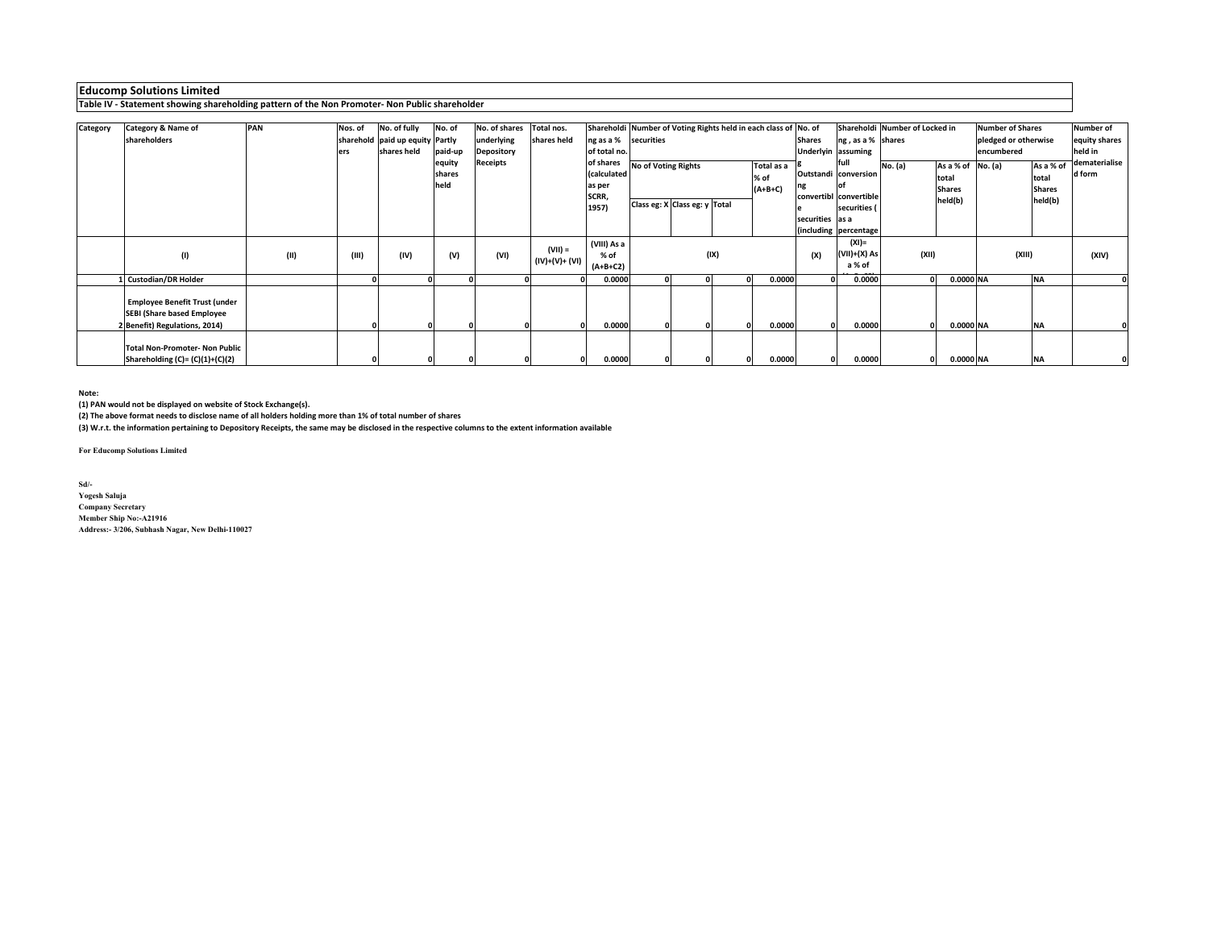**Educomp Solutions Limited**

**Table IV - Statement showing shareholding pattern of the Non Promoter- Non Public shareholder**

| Category | Category & Name of shareholders | PAN | Nos. of shareholders | No. of fully paid up equity shares held | No. of Partly paid-up equity shares held | No. of shares underlying Depository Receipts | Total nos. shares held | Shareholding as a % of total no. of shares (calculated as per SCRR, 1957) | Number of Voting Rights held in each class of securities | | | | No. of Shares Underlying Outstanding convertible securities (including | Shareholding , as a % assuming full conversion of convertible securities ( as a percentage | Number of Locked in shares | | Number of Shares pledged or otherwise encumbered | | Number of equity shares held in dematerialised form |
|---|---|---|---|---|---|---|---|---|---|---|---|---|---|---|---|---|---|---|---|
| | | | | | | | | | No of Voting Rights | | | Total as a % of (A+B+C) | | | No. (a) | As a % of total Shares held(b) | No. (a) | As a % of total Shares held(b) | |
| | | | | | | | | | Class eg: X | Class eg: y | Total | | | | | | | | |
| | (I) | (II) | (III) | (IV) | (V) | (VI) | (VII) = (IV)+(V)+ (VI) | (VIII) As a % of (A+B+C2) | (IX) | | | | (X) | (XI)= (VII)+(X) As a % of | (XII) | | (XIII) | | (XIV) |
| 1 | Custodian/DR Holder | | 0 | 0 | 0 | 0 | 0 | 0.0000 | 0 | 0 | 0 | 0.0000 | 0 | 0.0000 | 0 | 0.0000 | NA | NA | 0 |
| 2 | Employee Benefit Trust (under SEBI (Share based Employee Benefit) Regulations, 2014) | | 0 | 0 | 0 | 0 | 0 | 0.0000 | 0 | 0 | 0 | 0.0000 | 0 | 0.0000 | 0 | 0.0000 | NA | NA | 0 |
| | Total Non-Promoter- Non Public Shareholding (C)= (C)(1)+(C)(2) | | 0 | 0 | 0 | 0 | 0 | 0.0000 | 0 | 0 | 0 | 0.0000 | 0 | 0.0000 | 0 | 0.0000 | NA | NA | 0 |

**Note:**

**(1) PAN would not be displayed on website of Stock Exchange(s).**

**(2) The above format needs to disclose name of all holders holding more than 1% of total number of shares**

**(3) W.r.t. the information pertaining to Depository Receipts, the same may be disclosed in the respective columns to the extent information available**

**For Educomp Solutions Limited**

**Sd/-**
**Yogesh Saluja**
**Company Secretary**
**Member Ship No:-A21916**
**Address:- 3/206, Subhash Nagar, New Delhi-110027**